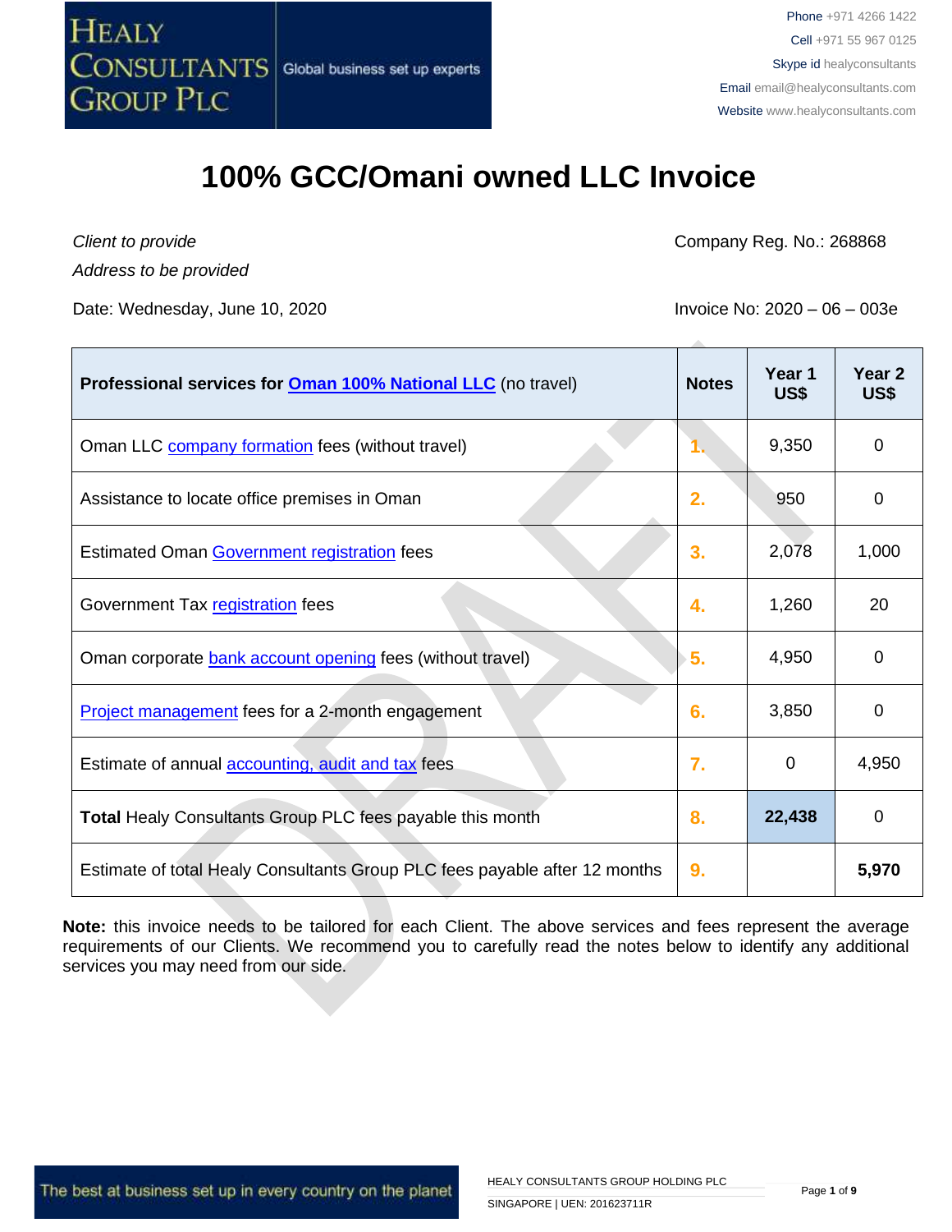HEALY CONSULTANTS GROUP PLC — Global business set up experts

Phone +971 4266 1422
Cell +971 55 967 0125
Skype id healyconsultants
Email email@healyconsultants.com
Website www.healyconsultants.com

# 100% GCC/Omani owned LLC Invoice

*Client to provide*
*Address to be provided*

Company Reg. No.: 268868

Date: Wednesday, June 10, 2020

Invoice No: 2020 – 06 – 003e

| **Professional services for Oman 100% National LLC** (no travel) | **Notes** | **Year 1 US$** | **Year 2 US$** |
|---|---|---|---|
| Oman LLC company formation fees (without travel) | 1. | 9,350 | 0 |
| Assistance to locate office premises in Oman | 2. | 950 | 0 |
| Estimated Oman Government registration fees | 3. | 2,078 | 1,000 |
| Government Tax registration fees | 4. | 1,260 | 20 |
| Oman corporate bank account opening fees (without travel) | 5. | 4,950 | 0 |
| Project management fees for a 2-month engagement | 6. | 3,850 | 0 |
| Estimate of annual accounting, audit and tax fees | 7. | 0 | 4,950 |
| **Total** Healy Consultants Group PLC fees payable this month | 8. | **22,438** | 0 |
| Estimate of total Healy Consultants Group PLC fees payable after 12 months | 9. | | **5,970** |

**Note:** this invoice needs to be tailored for each Client. The above services and fees represent the average requirements of our Clients. We recommend you to carefully read the notes below to identify any additional services you may need from our side.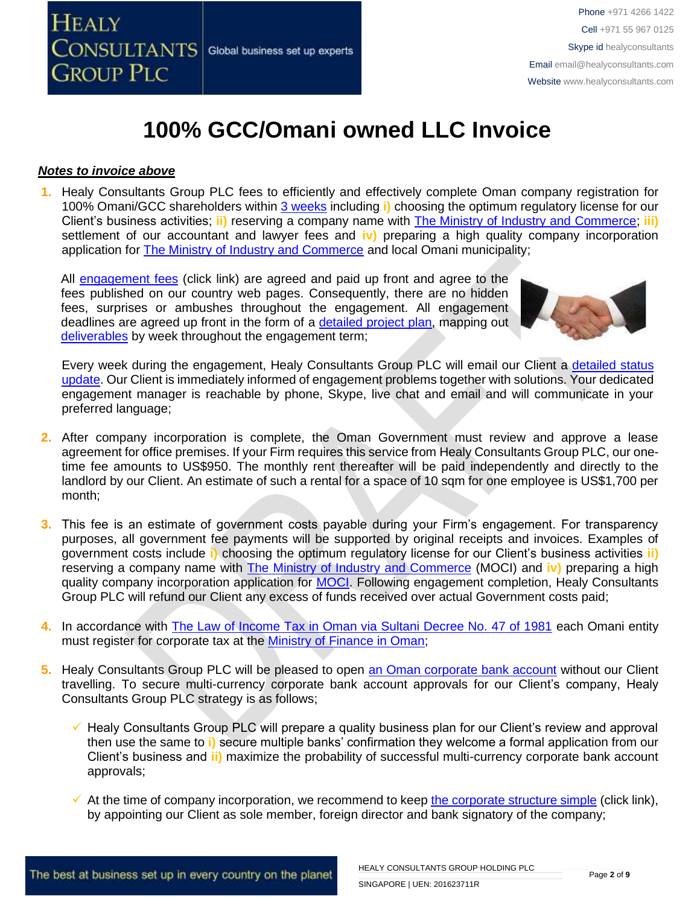# 100% GCC/Omani owned LLC Invoice

***Notes to invoice above***

1. Healy Consultants Group PLC fees to efficiently and effectively complete Oman company registration for 100% Omani/GCC shareholders within 3 weeks including **i)** choosing the optimum regulatory license for our Client's business activities; **ii)** reserving a company name with The Ministry of Industry and Commerce; **iii)** settlement of our accountant and lawyer fees and **iv)** preparing a high quality company incorporation application for The Ministry of Industry and Commerce and local Omani municipality;

   All engagement fees (click link) are agreed and paid up front and agree to the fees published on our country web pages. Consequently, there are no hidden fees, surprises or ambushes throughout the engagement. All engagement deadlines are agreed up front in the form of a detailed project plan, mapping out deliverables by week throughout the engagement term;

   Every week during the engagement, Healy Consultants Group PLC will email our Client a detailed status update. Our Client is immediately informed of engagement problems together with solutions. Your dedicated engagement manager is reachable by phone, Skype, live chat and email and will communicate in your preferred language;

2. After company incorporation is complete, the Oman Government must review and approve a lease agreement for office premises. If your Firm requires this service from Healy Consultants Group PLC, our one-time fee amounts to US$950. The monthly rent thereafter will be paid independently and directly to the landlord by our Client. An estimate of such a rental for a space of 10 sqm for one employee is US$1,700 per month;

3. This fee is an estimate of government costs payable during your Firm's engagement. For transparency purposes, all government fee payments will be supported by original receipts and invoices. Examples of government costs include **i)** choosing the optimum regulatory license for our Client's business activities **ii)** reserving a company name with The Ministry of Industry and Commerce (MOCI) and **iv)** preparing a high quality company incorporation application for MOCI. Following engagement completion, Healy Consultants Group PLC will refund our Client any excess of funds received over actual Government costs paid;

4. In accordance with The Law of Income Tax in Oman via Sultani Decree No. 47 of 1981 each Omani entity must register for corporate tax at the Ministry of Finance in Oman;

5. Healy Consultants Group PLC will be pleased to open an Oman corporate bank account without our Client travelling. To secure multi-currency corporate bank account approvals for our Client's company, Healy Consultants Group PLC strategy is as follows;

   - ✓ Healy Consultants Group PLC will prepare a quality business plan for our Client's review and approval then use the same to **i)** secure multiple banks' confirmation they welcome a formal application from our Client's business and **ii)** maximize the probability of successful multi-currency corporate bank account approvals;

   - ✓ At the time of company incorporation, we recommend to keep the corporate structure simple (click link), by appointing our Client as sole member, foreign director and bank signatory of the company;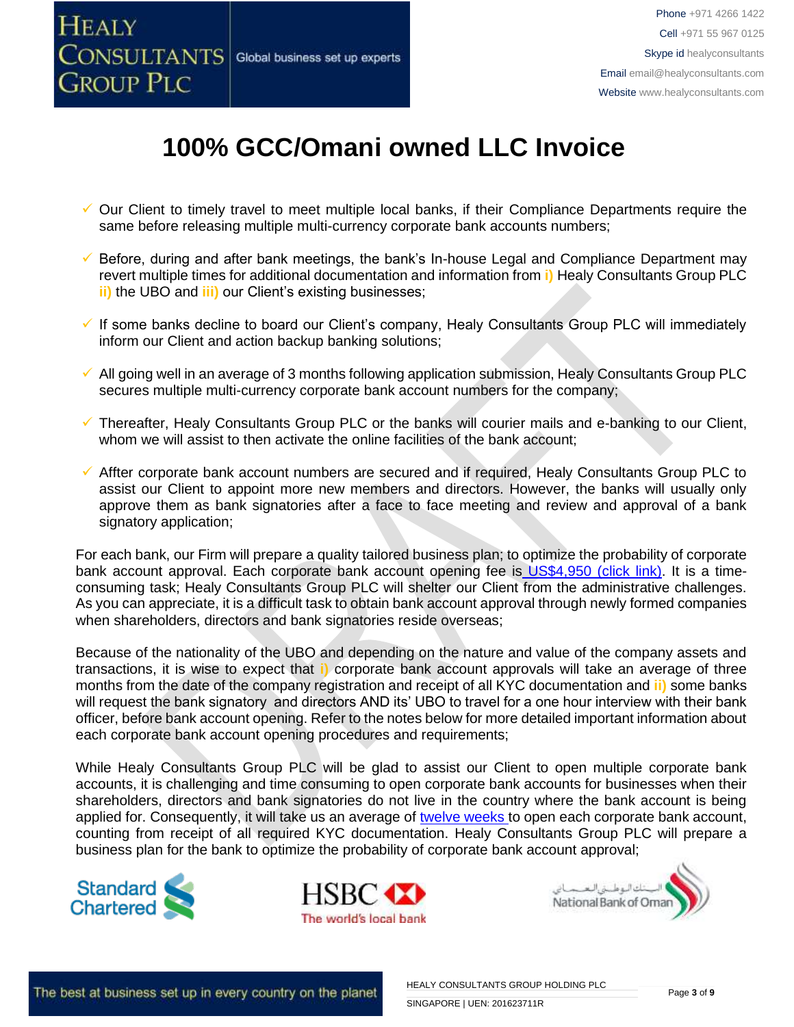# 100% GCC/Omani owned LLC Invoice

- ✓ Our Client to timely travel to meet multiple local banks, if their Compliance Departments require the same before releasing multiple multi-currency corporate bank accounts numbers;

- ✓ Before, during and after bank meetings, the bank's In-house Legal and Compliance Department may revert multiple times for additional documentation and information from **i)** Healy Consultants Group PLC **ii)** the UBO and **iii)** our Client's existing businesses;

- ✓ If some banks decline to board our Client's company, Healy Consultants Group PLC will immediately inform our Client and action backup banking solutions;

- ✓ All going well in an average of 3 months following application submission, Healy Consultants Group PLC secures multiple multi-currency corporate bank account numbers for the company;

- ✓ Thereafter, Healy Consultants Group PLC or the banks will courier mails and e-banking to our Client, whom we will assist to then activate the online facilities of the bank account;

- ✓ Affter corporate bank account numbers are secured and if required, Healy Consultants Group PLC to assist our Client to appoint more new members and directors. However, the banks will usually only approve them as bank signatories after a face to face meeting and review and approval of a bank signatory application;

For each bank, our Firm will prepare a quality tailored business plan; to optimize the probability of corporate bank account approval. Each corporate bank account opening fee is US$4,950 (click link). It is a time-consuming task; Healy Consultants Group PLC will shelter our Client from the administrative challenges. As you can appreciate, it is a difficult task to obtain bank account approval through newly formed companies when shareholders, directors and bank signatories reside overseas;

Because of the nationality of the UBO and depending on the nature and value of the company assets and transactions, it is wise to expect that **i)** corporate bank account approvals will take an average of three months from the date of the company registration and receipt of all KYC documentation and **ii)** some banks will request the bank signatory and directors AND its' UBO to travel for a one hour interview with their bank officer, before bank account opening. Refer to the notes below for more detailed important information about each corporate bank account opening procedures and requirements;

While Healy Consultants Group PLC will be glad to assist our Client to open multiple corporate bank accounts, it is challenging and time consuming to open corporate bank accounts for businesses when their shareholders, directors and bank signatories do not live in the country where the bank account is being applied for. Consequently, it will take us an average of twelve weeks to open each corporate bank account, counting from receipt of all required KYC documentation. Healy Consultants Group PLC will prepare a business plan for the bank to optimize the probability of corporate bank account approval;

Standard Chartered | HSBC The world's local bank | البنك الوطني العماني National Bank of Oman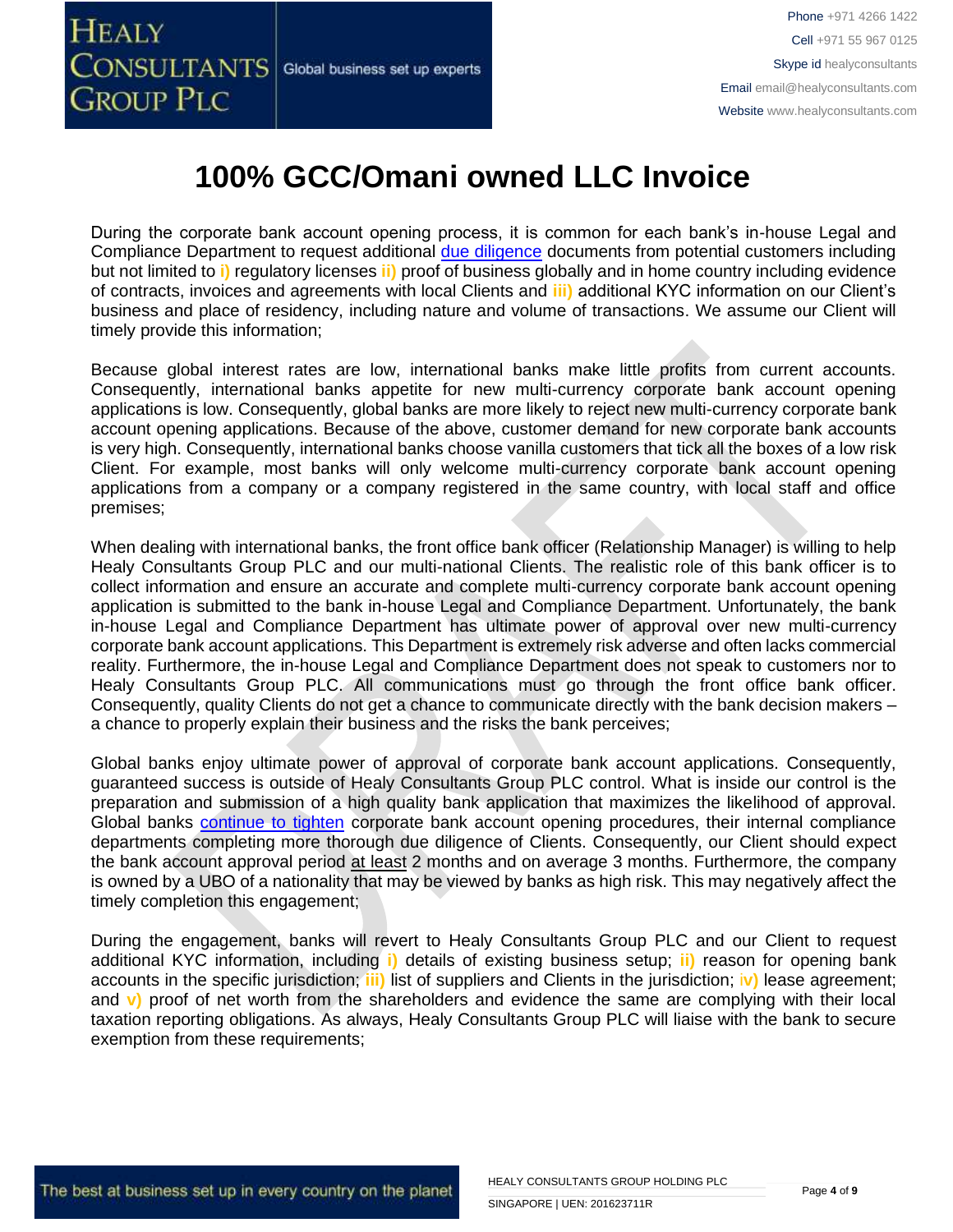# 100% GCC/Omani owned LLC Invoice

During the corporate bank account opening process, it is common for each bank's in-house Legal and Compliance Department to request additional due diligence documents from potential customers including but not limited to i) regulatory licenses ii) proof of business globally and in home country including evidence of contracts, invoices and agreements with local Clients and iii) additional KYC information on our Client's business and place of residency, including nature and volume of transactions. We assume our Client will timely provide this information;

Because global interest rates are low, international banks make little profits from current accounts. Consequently, international banks appetite for new multi-currency corporate bank account opening applications is low. Consequently, global banks are more likely to reject new multi-currency corporate bank account opening applications. Because of the above, customer demand for new corporate bank accounts is very high. Consequently, international banks choose vanilla customers that tick all the boxes of a low risk Client. For example, most banks will only welcome multi-currency corporate bank account opening applications from a company or a company registered in the same country, with local staff and office premises;

When dealing with international banks, the front office bank officer (Relationship Manager) is willing to help Healy Consultants Group PLC and our multi-national Clients. The realistic role of this bank officer is to collect information and ensure an accurate and complete multi-currency corporate bank account opening application is submitted to the bank in-house Legal and Compliance Department. Unfortunately, the bank in-house Legal and Compliance Department has ultimate power of approval over new multi-currency corporate bank account applications. This Department is extremely risk adverse and often lacks commercial reality. Furthermore, the in-house Legal and Compliance Department does not speak to customers nor to Healy Consultants Group PLC. All communications must go through the front office bank officer. Consequently, quality Clients do not get a chance to communicate directly with the bank decision makers – a chance to properly explain their business and the risks the bank perceives;

Global banks enjoy ultimate power of approval of corporate bank account applications. Consequently, guaranteed success is outside of Healy Consultants Group PLC control. What is inside our control is the preparation and submission of a high quality bank application that maximizes the likelihood of approval. Global banks continue to tighten corporate bank account opening procedures, their internal compliance departments completing more thorough due diligence of Clients. Consequently, our Client should expect the bank account approval period at least 2 months and on average 3 months. Furthermore, the company is owned by a UBO of a nationality that may be viewed by banks as high risk. This may negatively affect the timely completion this engagement;

During the engagement, banks will revert to Healy Consultants Group PLC and our Client to request additional KYC information, including i) details of existing business setup; ii) reason for opening bank accounts in the specific jurisdiction; iii) list of suppliers and Clients in the jurisdiction; iv) lease agreement; and v) proof of net worth from the shareholders and evidence the same are complying with their local taxation reporting obligations. As always, Healy Consultants Group PLC will liaise with the bank to secure exemption from these requirements;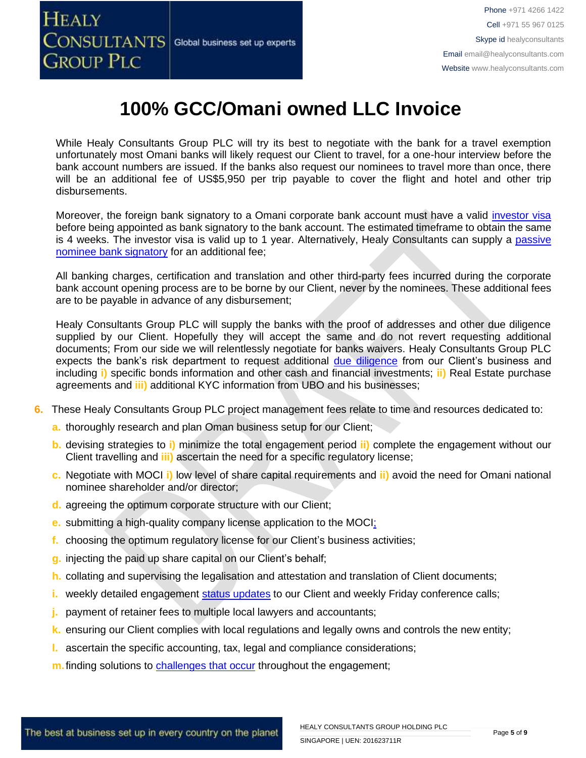# 100% GCC/Omani owned LLC Invoice

While Healy Consultants Group PLC will try its best to negotiate with the bank for a travel exemption unfortunately most Omani banks will likely request our Client to travel, for a one-hour interview before the bank account numbers are issued. If the banks also request our nominees to travel more than once, there will be an additional fee of US$5,950 per trip payable to cover the flight and hotel and other trip disbursements.

Moreover, the foreign bank signatory to a Omani corporate bank account must have a valid investor visa before being appointed as bank signatory to the bank account. The estimated timeframe to obtain the same is 4 weeks. The investor visa is valid up to 1 year. Alternatively, Healy Consultants can supply a passive nominee bank signatory for an additional fee;

All banking charges, certification and translation and other third-party fees incurred during the corporate bank account opening process are to be borne by our Client, never by the nominees. These additional fees are to be payable in advance of any disbursement;

Healy Consultants Group PLC will supply the banks with the proof of addresses and other due diligence supplied by our Client. Hopefully they will accept the same and do not revert requesting additional documents; From our side we will relentlessly negotiate for banks waivers. Healy Consultants Group PLC expects the bank's risk department to request additional due diligence from our Client's business and including **i)** specific bonds information and other cash and financial investments; **ii)** Real Estate purchase agreements and **iii)** additional KYC information from UBO and his businesses;

6. These Healy Consultants Group PLC project management fees relate to time and resources dedicated to:
   a. thoroughly research and plan Oman business setup for our Client;
   b. devising strategies to **i)** minimize the total engagement period **ii)** complete the engagement without our Client travelling and **iii)** ascertain the need for a specific regulatory license;
   c. Negotiate with MOCI **i)** low level of share capital requirements and **ii)** avoid the need for Omani national nominee shareholder and/or director;
   d. agreeing the optimum corporate structure with our Client;
   e. submitting a high-quality company license application to the MOCI;
   f. choosing the optimum regulatory license for our Client's business activities;
   g. injecting the paid up share capital on our Client's behalf;
   h. collating and supervising the legalisation and attestation and translation of Client documents;
   i. weekly detailed engagement status updates to our Client and weekly Friday conference calls;
   j. payment of retainer fees to multiple local lawyers and accountants;
   k. ensuring our Client complies with local regulations and legally owns and controls the new entity;
   l. ascertain the specific accounting, tax, legal and compliance considerations;
   m. finding solutions to challenges that occur throughout the engagement;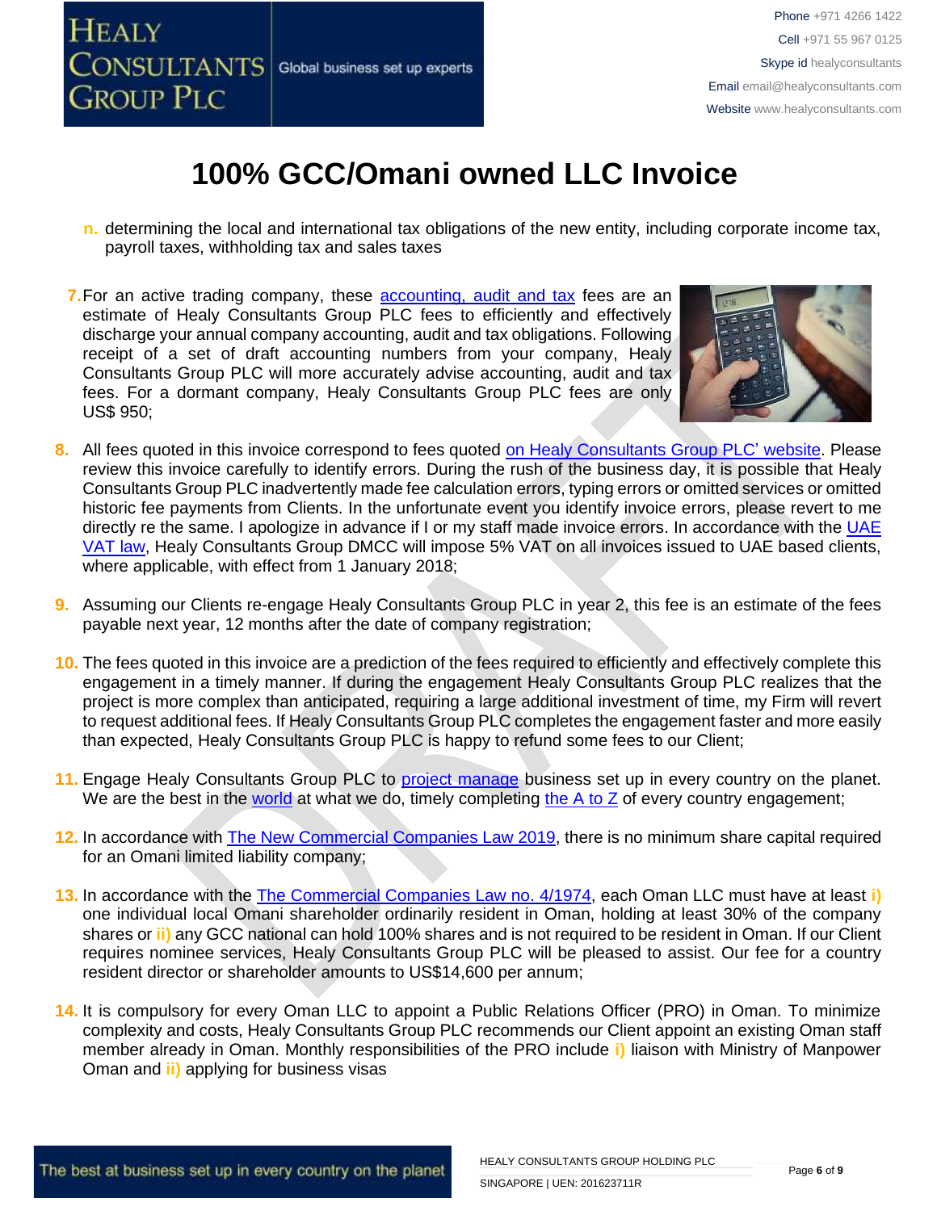# 100% GCC/Omani owned LLC Invoice

n. determining the local and international tax obligations of the new entity, including corporate income tax, payroll taxes, withholding tax and sales taxes

7. For an active trading company, these accounting, audit and tax fees are an estimate of Healy Consultants Group PLC fees to efficiently and effectively discharge your annual company accounting, audit and tax obligations. Following receipt of a set of draft accounting numbers from your company, Healy Consultants Group PLC will more accurately advise accounting, audit and tax fees. For a dormant company, Healy Consultants Group PLC fees are only US$ 950;

8. All fees quoted in this invoice correspond to fees quoted on Healy Consultants Group PLC' website. Please review this invoice carefully to identify errors. During the rush of the business day, it is possible that Healy Consultants Group PLC inadvertently made fee calculation errors, typing errors or omitted services or omitted historic fee payments from Clients. In the unfortunate event you identify invoice errors, please revert to me directly re the same. I apologize in advance if I or my staff made invoice errors. In accordance with the UAE VAT law, Healy Consultants Group DMCC will impose 5% VAT on all invoices issued to UAE based clients, where applicable, with effect from 1 January 2018;

9. Assuming our Clients re-engage Healy Consultants Group PLC in year 2, this fee is an estimate of the fees payable next year, 12 months after the date of company registration;

10. The fees quoted in this invoice are a prediction of the fees required to efficiently and effectively complete this engagement in a timely manner. If during the engagement Healy Consultants Group PLC realizes that the project is more complex than anticipated, requiring a large additional investment of time, my Firm will revert to request additional fees. If Healy Consultants Group PLC completes the engagement faster and more easily than expected, Healy Consultants Group PLC is happy to refund some fees to our Client;

11. Engage Healy Consultants Group PLC to project manage business set up in every country on the planet. We are the best in the world at what we do, timely completing the A to Z of every country engagement;

12. In accordance with The New Commercial Companies Law 2019, there is no minimum share capital required for an Omani limited liability company;

13. In accordance with the The Commercial Companies Law no. 4/1974, each Oman LLC must have at least i) one individual local Omani shareholder ordinarily resident in Oman, holding at least 30% of the company shares or ii) any GCC national can hold 100% shares and is not required to be resident in Oman. If our Client requires nominee services, Healy Consultants Group PLC will be pleased to assist. Our fee for a country resident director or shareholder amounts to US$14,600 per annum;

14. It is compulsory for every Oman LLC to appoint a Public Relations Officer (PRO) in Oman. To minimize complexity and costs, Healy Consultants Group PLC recommends our Client appoint an existing Oman staff member already in Oman. Monthly responsibilities of the PRO include i) liaison with Ministry of Manpower Oman and ii) applying for business visas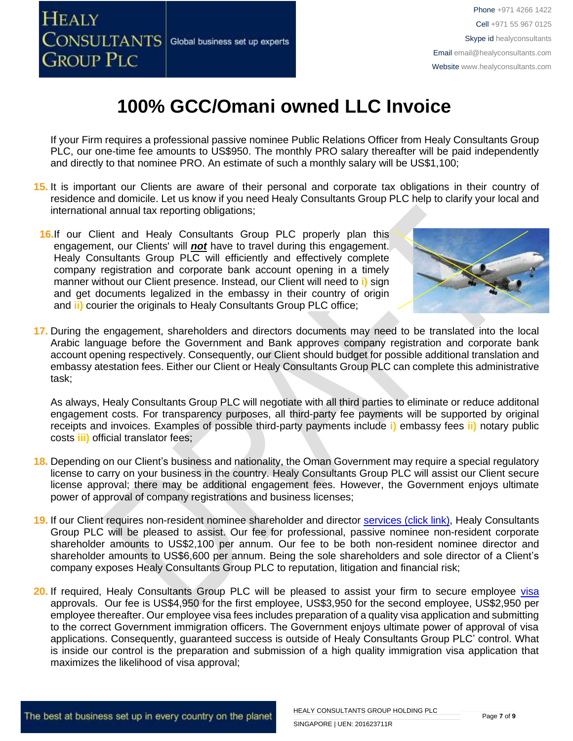# 100% GCC/Omani owned LLC Invoice

If your Firm requires a professional passive nominee Public Relations Officer from Healy Consultants Group PLC, our one-time fee amounts to US$950. The monthly PRO salary thereafter will be paid independently and directly to that nominee PRO. An estimate of such a monthly salary will be US$1,100;

15. It is important our Clients are aware of their personal and corporate tax obligations in their country of residence and domicile. Let us know if you need Healy Consultants Group PLC help to clarify your local and international annual tax reporting obligations;

16. If our Client and Healy Consultants Group PLC properly plan this engagement, our Clients' will ***not*** have to travel during this engagement. Healy Consultants Group PLC will efficiently and effectively complete company registration and corporate bank account opening in a timely manner without our Client presence. Instead, our Client will need to **i)** sign and get documents legalized in the embassy in their country of origin and **ii)** courier the originals to Healy Consultants Group PLC office;

17. During the engagement, shareholders and directors documents may need to be translated into the local Arabic language before the Government and Bank approves company registration and corporate bank account opening respectively. Consequently, our Client should budget for possible additional translation and embassy atestation fees. Either our Client or Healy Consultants Group PLC can complete this administrative task;

    As always, Healy Consultants Group PLC will negotiate with all third parties to eliminate or reduce additonal engagement costs. For transparency purposes, all third-party fee payments will be supported by original receipts and invoices. Examples of possible third-party payments include **i)** embassy fees **ii)** notary public costs **iii)** official translator fees;

18. Depending on our Client's business and nationality, the Oman Government may require a special regulatory license to carry on your business in the country. Healy Consultants Group PLC will assist our Client secure license approval; there may be additional engagement fees. However, the Government enjoys ultimate power of approval of company registrations and business licenses;

19. If our Client requires non-resident nominee shareholder and director services (click link), Healy Consultants Group PLC will be pleased to assist. Our fee for professional, passive nominee non-resident corporate shareholder amounts to US$2,100 per annum. Our fee to be both non-resident nominee director and shareholder amounts to US$6,600 per annum. Being the sole shareholders and sole director of a Client's company exposes Healy Consultants Group PLC to reputation, litigation and financial risk;

20. If required, Healy Consultants Group PLC will be pleased to assist your firm to secure employee visa approvals. Our fee is US$4,950 for the first employee, US$3,950 for the second employee, US$2,950 per employee thereafter. Our employee visa fees includes preparation of a quality visa application and submitting to the correct Government immigration officers. The Government enjoys ultimate power of approval of visa applications. Consequently, guaranteed success is outside of Healy Consultants Group PLC' control. What is inside our control is the preparation and submission of a high quality immigration visa application that maximizes the likelihood of visa approval;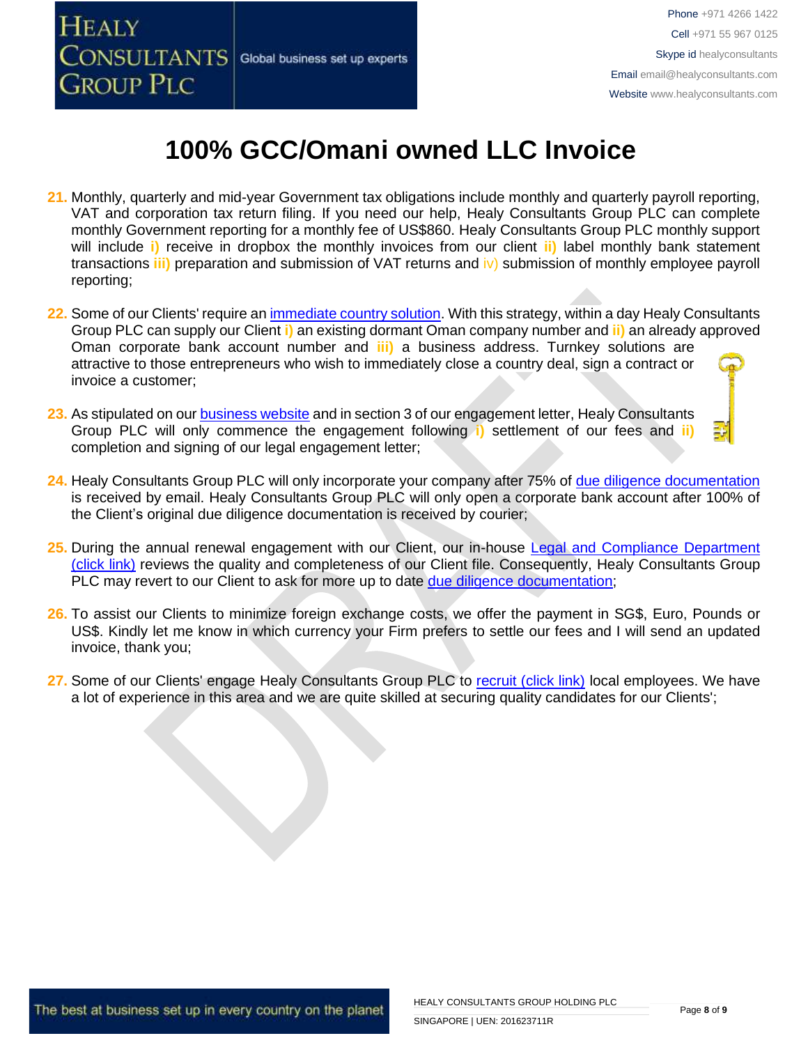# 100% GCC/Omani owned LLC Invoice

21. Monthly, quarterly and mid-year Government tax obligations include monthly and quarterly payroll reporting, VAT and corporation tax return filing. If you need our help, Healy Consultants Group PLC can complete monthly Government reporting for a monthly fee of US$860. Healy Consultants Group PLC monthly support will include **i)** receive in dropbox the monthly invoices from our client **ii)** label monthly bank statement transactions **iii)** preparation and submission of VAT returns and iv) submission of monthly employee payroll reporting;

22. Some of our Clients' require an [immediate country solution](). With this strategy, within a day Healy Consultants Group PLC can supply our Client **i)** an existing dormant Oman company number and **ii)** an already approved Oman corporate bank account number and **iii)** a business address. Turnkey solutions are attractive to those entrepreneurs who wish to immediately close a country deal, sign a contract or invoice a customer;

23. As stipulated on our [business website]() and in section 3 of our engagement letter, Healy Consultants Group PLC will only commence the engagement following **i)** settlement of our fees and **ii)** completion and signing of our legal engagement letter;

24. Healy Consultants Group PLC will only incorporate your company after 75% of [due diligence documentation]() is received by email. Healy Consultants Group PLC will only open a corporate bank account after 100% of the Client's original due diligence documentation is received by courier;

25. During the annual renewal engagement with our Client, our in-house [Legal and Compliance Department (click link)]() reviews the quality and completeness of our Client file. Consequently, Healy Consultants Group PLC may revert to our Client to ask for more up to date [due diligence documentation]();

26. To assist our Clients to minimize foreign exchange costs, we offer the payment in SG$, Euro, Pounds or US$. Kindly let me know in which currency your Firm prefers to settle our fees and I will send an updated invoice, thank you;

27. Some of our Clients' engage Healy Consultants Group PLC to [recruit (click link)]() local employees. We have a lot of experience in this area and we are quite skilled at securing quality candidates for our Clients';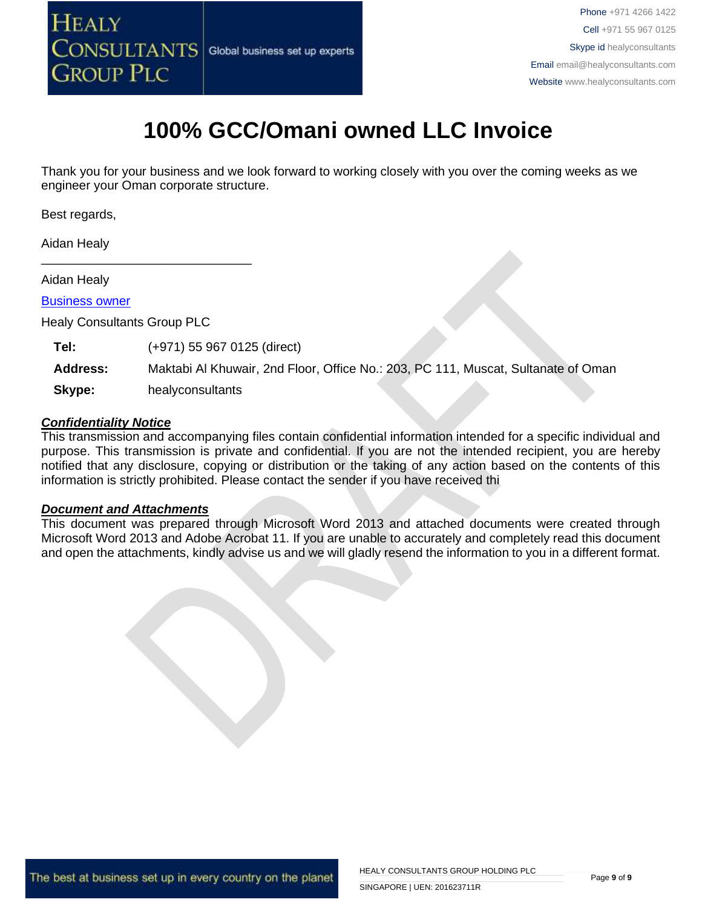# 100% GCC/Omani owned LLC Invoice

Thank you for your business and we look forward to working closely with you over the coming weeks as we engineer your Oman corporate structure.

Best regards,

Aidan Healy

______________________________

Aidan Healy

Business owner

Healy Consultants Group PLC

| | |
|---|---|
| **Tel:** | (+971) 55 967 0125 (direct) |
| **Address:** | Maktabi Al Khuwair, 2nd Floor, Office No.: 203, PC 111, Muscat, Sultanate of Oman |
| **Skype:** | healyconsultants |

***Confidentiality Notice***

This transmission and accompanying files contain confidential information intended for a specific individual and purpose. This transmission is private and confidential. If you are not the intended recipient, you are hereby notified that any disclosure, copying or distribution or the taking of any action based on the contents of this information is strictly prohibited. Please contact the sender if you have received thi

***Document and Attachments***

This document was prepared through Microsoft Word 2013 and attached documents were created through Microsoft Word 2013 and Adobe Acrobat 11. If you are unable to accurately and completely read this document and open the attachments, kindly advise us and we will gladly resend the information to you in a different format.